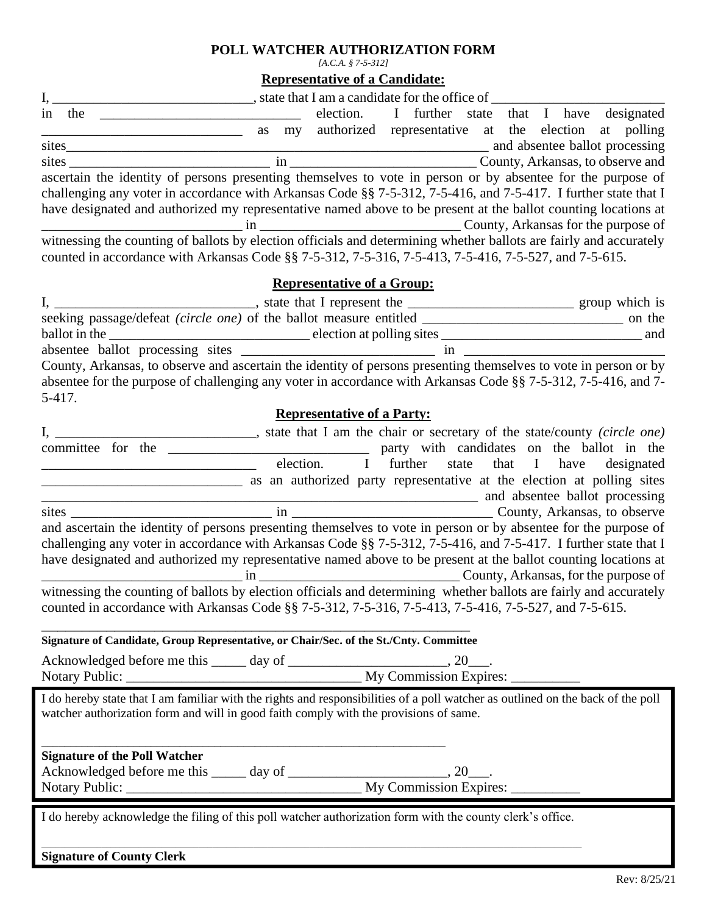# POLL WATCHER AUTHORIZATION FORM

*[A.C.A. § 7-5-312]*

## Representative of a Candidate:

I, _____________________________, state that I am a candidate for the office of _________________________ in the _____________________________ election. I further state that I have designated _____________________________ as my authorized representative at the election at polling sites_________________________________________________________________ and absentee ballot processing sites _____________________________ in __________________________ County, Arkansas, to observe and ascertain the identity of persons presenting themselves to vote in person or by absentee for the purpose of challenging any voter in accordance with Arkansas Code §§ 7-5-312, 7-5-416, and 7-5-417. I further state that I have designated and authorized my representative named above to be present at the ballot counting locations at _____________________________ in _____________________________ County, Arkansas for the purpose of witnessing the counting of ballots by election officials and determining whether ballots are fairly and accurately counted in accordance with Arkansas Code §§ 7-5-312, 7-5-316, 7-5-413, 7-5-416, 7-5-527, and 7-5-615.

## Representative of a Group:

I, _____________________________, state that I represent the _________________________ group which is seeking passage/defeat *(circle one)* of the ballot measure entitled _____________________________ on the ballot in the _____________________________ election at polling sites _____________________________ and absentee ballot processing sites ____________________________ in _____________________________ County, Arkansas, to observe and ascertain the identity of persons presenting themselves to vote in person or by absentee for the purpose of challenging any voter in accordance with Arkansas Code §§ 7-5-312, 7-5-416, and 7-5-417.

## Representative of a Party:

I, _____________________________, state that I am the chair or secretary of the state/county *(circle one)* committee for the _____________________________ party with candidates on the ballot in the _______________________________ election. I further state that I have designated _____________________________ as an authorized party representative at the election at polling sites _________________________________________________________________ and absentee ballot processing sites _____________________________ in _____________________________ County, Arkansas, to observe and ascertain the identity of persons presenting themselves to vote in person or by absentee for the purpose of challenging any voter in accordance with Arkansas Code §§ 7-5-312, 7-5-416, and 7-5-417. I further state that I have designated and authorized my representative named above to be present at the ballot counting locations at _____________________________ in _____________________________ County, Arkansas, for the purpose of witnessing the counting of ballots by election officials and determining whether ballots are fairly and accurately counted in accordance with Arkansas Code §§ 7-5-312, 7-5-316, 7-5-413, 7-5-416, 7-5-527, and 7-5-615.

_________________________________________________________________

**Signature of Candidate, Group Representative, or Chair/Sec. of the St./Cnty. Committee**

Acknowledged before me this _____ day of _______________________, 20___.

Notary Public: _________________________________ My Commission Expires: __________

I do hereby state that I am familiar with the rights and responsibilities of a poll watcher as outlined on the back of the poll watcher authorization form and will in good faith comply with the provisions of same.

_________________________________________________________________

**Signature of the Poll Watcher**

Acknowledged before me this _____ day of _______________________, 20___.

Notary Public: _________________________________ My Commission Expires: __________

I do hereby acknowledge the filing of this poll watcher authorization form with the county clerk's office.

_________________________________________________________________

**Signature of County Clerk**

Rev: 8/25/21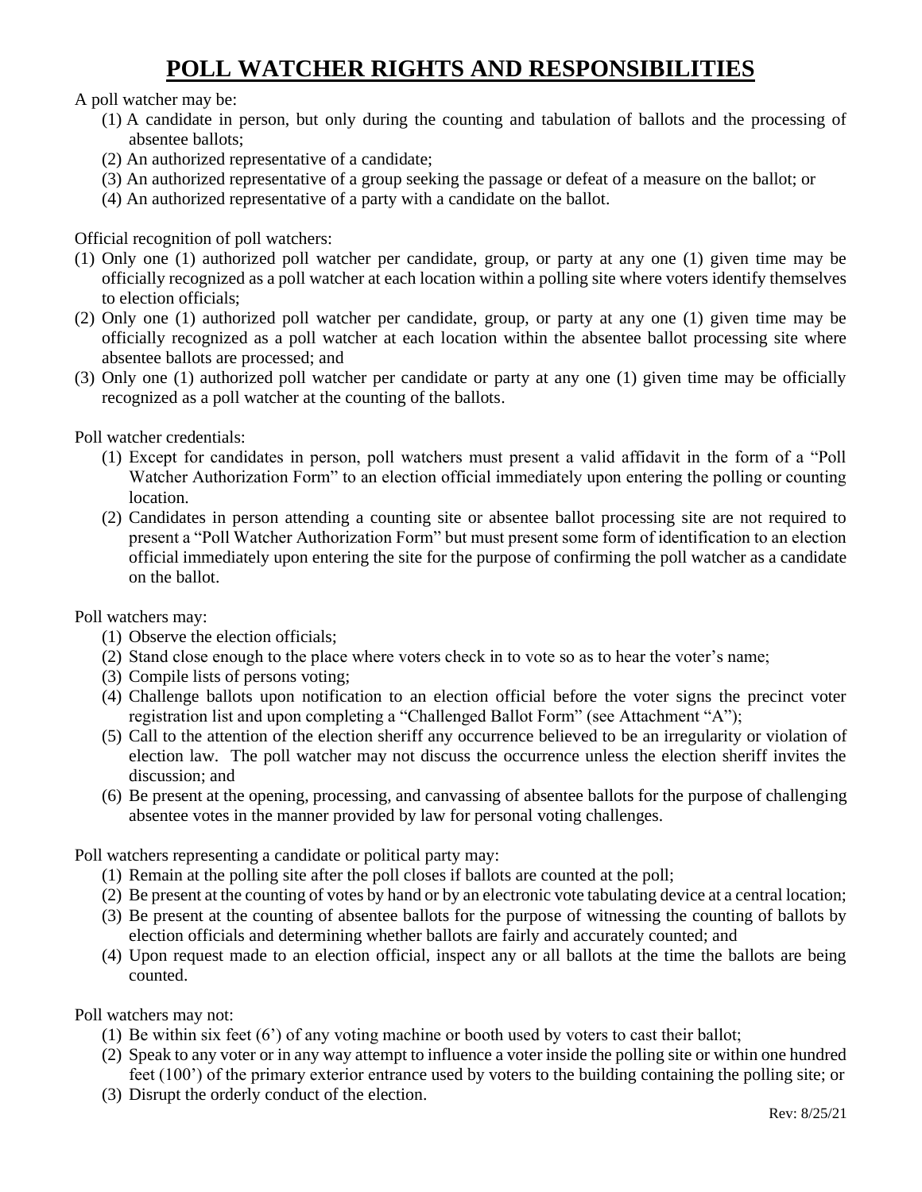# POLL WATCHER RIGHTS AND RESPONSIBILITIES

A poll watcher may be:

(1) A candidate in person, but only during the counting and tabulation of ballots and the processing of absentee ballots;
(2) An authorized representative of a candidate;
(3) An authorized representative of a group seeking the passage or defeat of a measure on the ballot; or
(4) An authorized representative of a party with a candidate on the ballot.

Official recognition of poll watchers:

(1) Only one (1) authorized poll watcher per candidate, group, or party at any one (1) given time may be officially recognized as a poll watcher at each location within a polling site where voters identify themselves to election officials;
(2) Only one (1) authorized poll watcher per candidate, group, or party at any one (1) given time may be officially recognized as a poll watcher at each location within the absentee ballot processing site where absentee ballots are processed; and
(3) Only one (1) authorized poll watcher per candidate or party at any one (1) given time may be officially recognized as a poll watcher at the counting of the ballots.

Poll watcher credentials:

(1) Except for candidates in person, poll watchers must present a valid affidavit in the form of a "Poll Watcher Authorization Form" to an election official immediately upon entering the polling or counting location.
(2) Candidates in person attending a counting site or absentee ballot processing site are not required to present a "Poll Watcher Authorization Form" but must present some form of identification to an election official immediately upon entering the site for the purpose of confirming the poll watcher as a candidate on the ballot.

Poll watchers may:

(1) Observe the election officials;
(2) Stand close enough to the place where voters check in to vote so as to hear the voter's name;
(3) Compile lists of persons voting;
(4) Challenge ballots upon notification to an election official before the voter signs the precinct voter registration list and upon completing a "Challenged Ballot Form" (see Attachment "A");
(5) Call to the attention of the election sheriff any occurrence believed to be an irregularity or violation of election law. The poll watcher may not discuss the occurrence unless the election sheriff invites the discussion; and
(6) Be present at the opening, processing, and canvassing of absentee ballots for the purpose of challenging absentee votes in the manner provided by law for personal voting challenges.

Poll watchers representing a candidate or political party may:

(1) Remain at the polling site after the poll closes if ballots are counted at the poll;
(2) Be present at the counting of votes by hand or by an electronic vote tabulating device at a central location;
(3) Be present at the counting of absentee ballots for the purpose of witnessing the counting of ballots by election officials and determining whether ballots are fairly and accurately counted; and
(4) Upon request made to an election official, inspect any or all ballots at the time the ballots are being counted.

Poll watchers may not:

(1) Be within six feet (6') of any voting machine or booth used by voters to cast their ballot;
(2) Speak to any voter or in any way attempt to influence a voter inside the polling site or within one hundred feet (100') of the primary exterior entrance used by voters to the building containing the polling site; or
(3) Disrupt the orderly conduct of the election.

Rev: 8/25/21